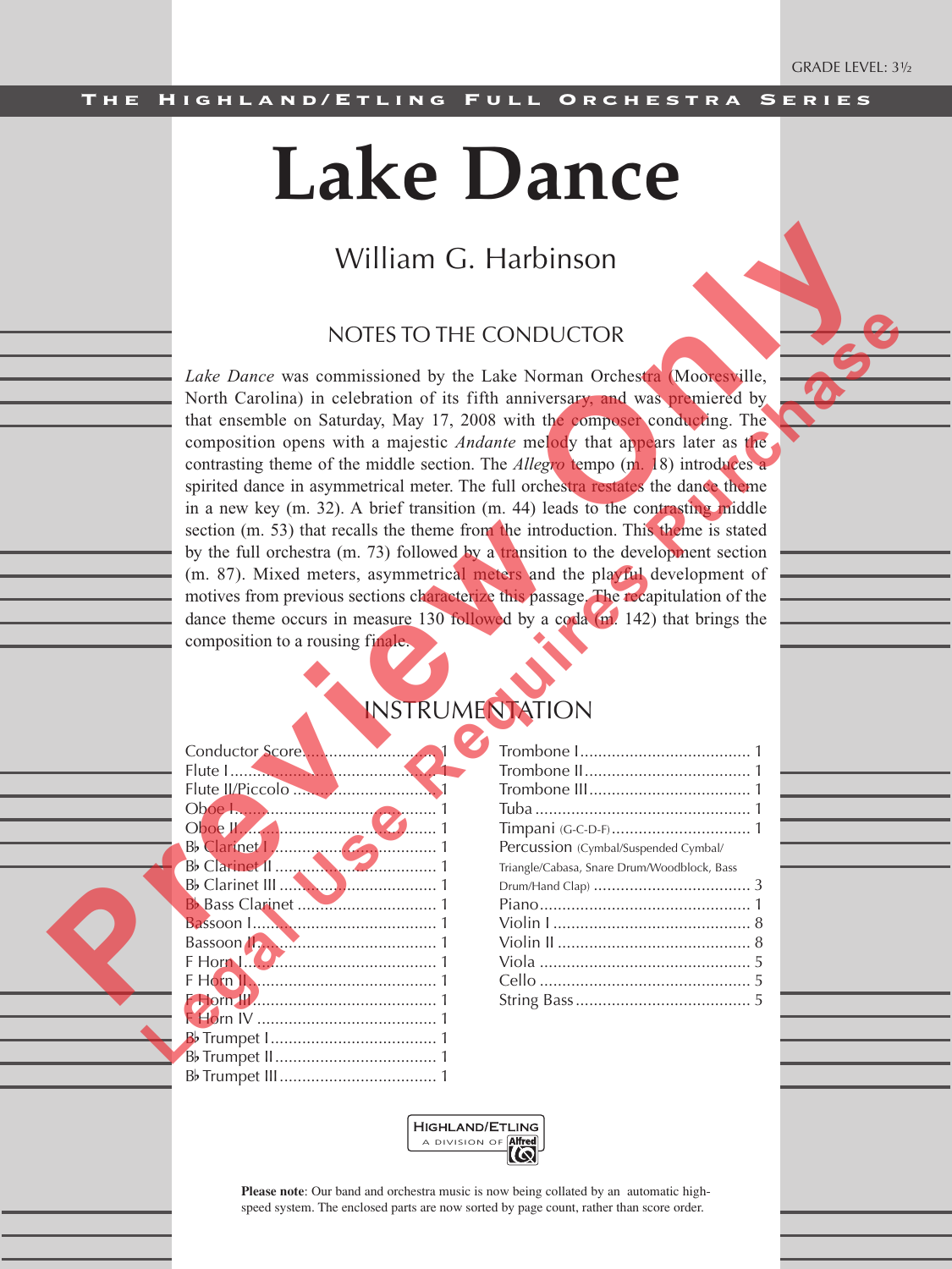GRADE LEVEL: 3½

THE HIGHLAND/ETLING FULL ORCHESTRA SERIES

# Lake Dance

William G. Harbinson

## NOTES TO THE CONDUCTOR

*Lake Dance* was commissioned by the Lake Norman Orchestra (Mooresville, North Carolina) in celebration of its fifth anniversary, and was premiered by that ensemble on Saturday, May 17, 2008 with the composer conducting. The composition opens with a majestic *Andante* melody that appears later as the contrasting theme of the middle section. The *Allegro* tempo (m. 18) introduces a spirited dance in asymmetrical meter. The full orchestra restates the dance theme in a new key (m. 32). A brief transition (m. 44) leads to the contrasting middle section (m. 53) that recalls the theme from the introduction. This theme is stated by the full orchestra (m. 73) followed by a transition to the development section (m. 87). Mixed meters, asymmetrical meters and the playful development of motives from previous sections characterize this passage. The recapitulation of the dance theme occurs in measure 130 followed by a coda (m. 142) that brings the composition to a rousing finale.

## INSTRUMENTATION

- Conductor Score ........ 1
- Flute I ........ 1
- Flute II/Piccolo ........ 1
- Oboe I ........ 1
- Oboe II ........ 1
- B♭ Clarinet I ........ 1
- B♭ Clarinet II ........ 1
- B♭ Clarinet III ........ 1
- B♭ Bass Clarinet ........ 1
- Bassoon I ........ 1
- Bassoon II ........ 1
- F Horn I ........ 1
- F Horn II ........ 1
- F Horn III ........ 1
- F Horn IV ........ 1
- B♭ Trumpet I ........ 1
- B♭ Trumpet II ........ 1
- B♭ Trumpet III ........ 1
- Trombone I ........ 1
- Trombone II ........ 1
- Trombone III ........ 1
- Tuba ........ 1
- Timpani (G-C-D-F) ........ 1
- Percussion (Cymbal/Suspended Cymbal/Triangle/Cabasa, Snare Drum/Woodblock, Bass Drum/Hand Clap) ........ 3
- Piano ........ 1
- Violin I ........ 8
- Violin II ........ 8
- Viola ........ 5
- Cello ........ 5
- String Bass ........ 5

HIGHLAND/ETLING A DIVISION OF Alfred

**Please note**: Our band and orchestra music is now being collated by an automatic high-speed system. The enclosed parts are now sorted by page count, rather than score order.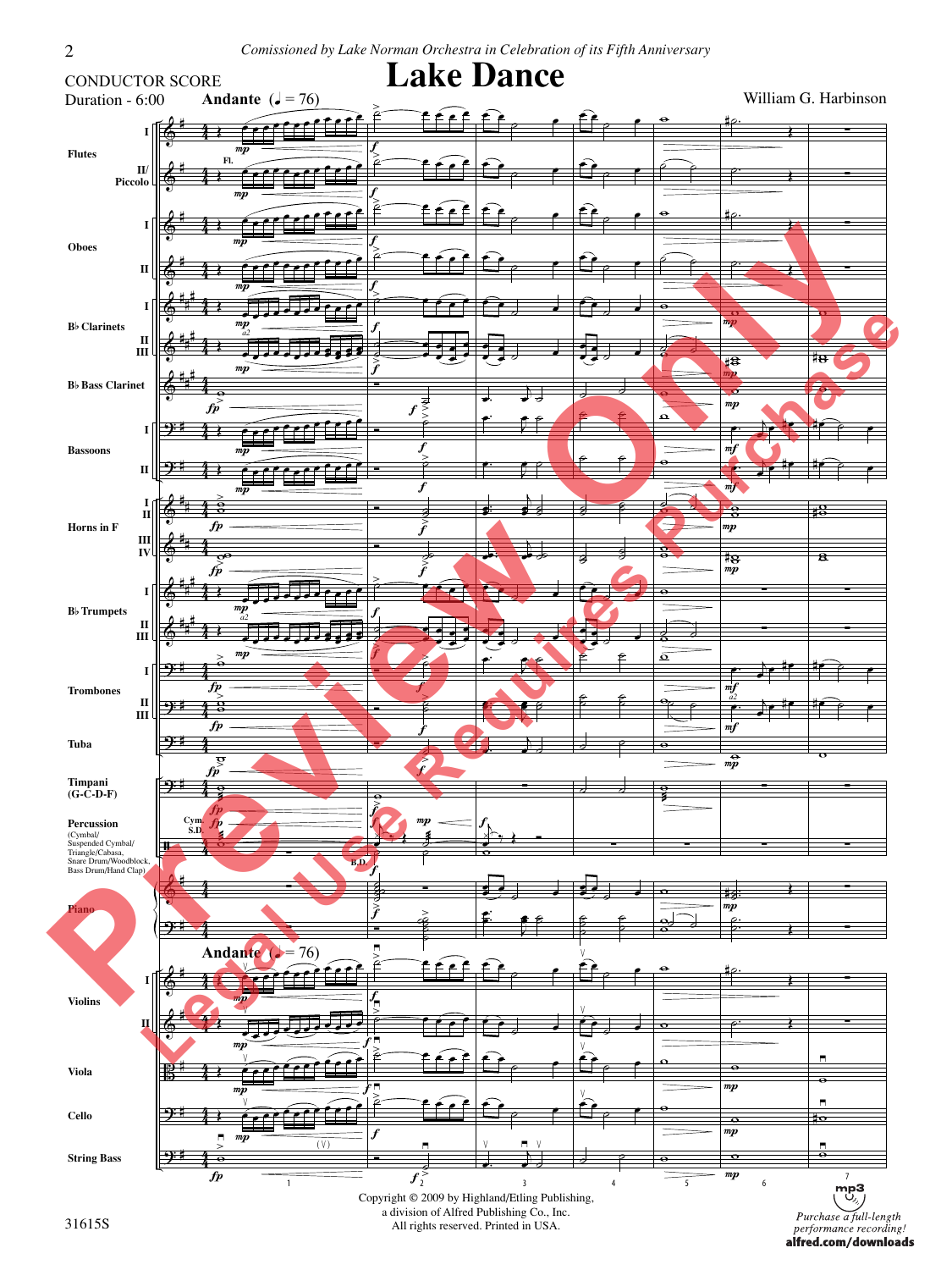*Comissioned by Lake Norman Orchestra in Celebration of its Fifth Anniversary*

CONDUCTOR SCORE

Duration - 6:00

# Lake Dance

William G. Harbinson

**Andante** (♩ = 76)

Copyright © 2009 by Highland/Etling Publishing, a division of Alfred Publishing Co., Inc. All rights reserved. Printed in USA.

31615S

*Purchase a full-length performance recording!* **alfred.com/downloads**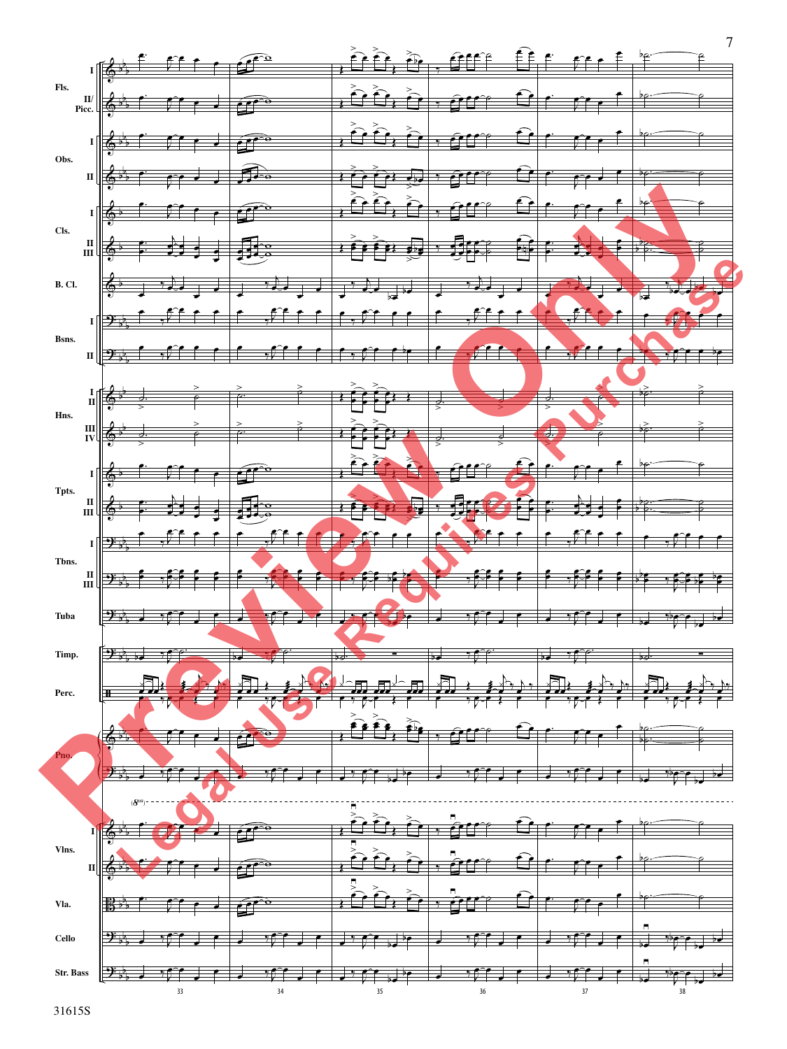Fls. I II/Picc.

Obs. I II

Cls. I II III

B. Cl.

Bsns. I II

Hns. I II III IV

Tpts. I II III

Tbns. I II III

Tuba

Timp.

Perc.

Pno.

Vlns. I II

Vla.

Cello

Str. Bass

33 34 35 36 37 38

31615S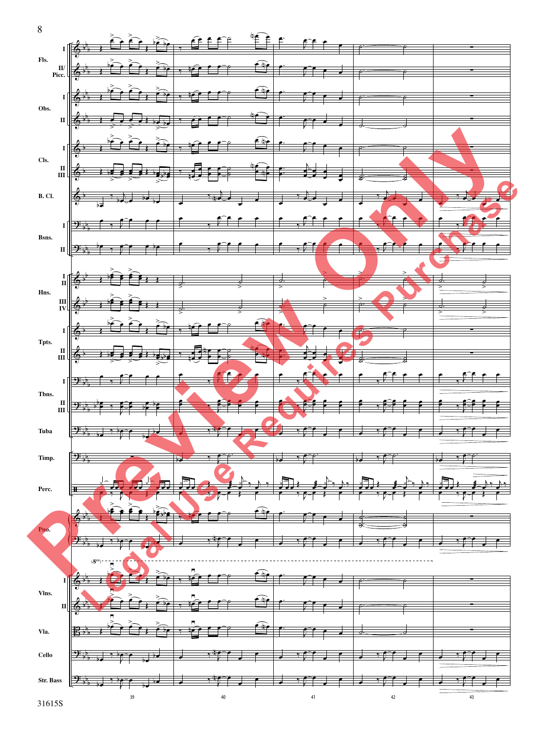Fls. I
II/ Picc.
Obs. I
II
Cls. I
II III
B. Cl.
Bsns. I
II
Hns. I II
III IV
Tpts. I
II III
Tbns. I
II III
Tuba
Timp.
Perc.
Pno.
Vlns. I
II
Vla.
Cello
Str. Bass

39 40 41 42 43

31615S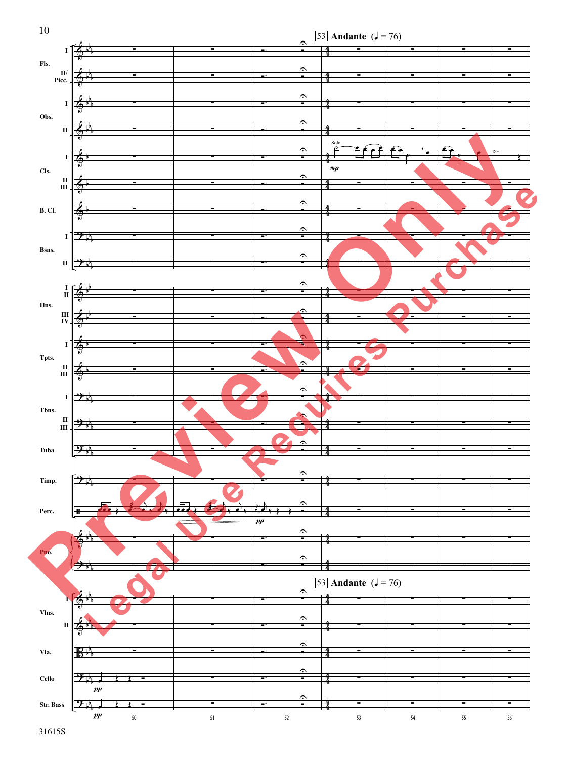53 **Andante** (♩ = 76)

Fls. I, II/Picc.

Obs. I, II

Cls. I — Solo, *mp*

Cls. II, III

B. Cl.

Bsns. I, II

Hns. I, II, III, IV

Tpts. I, II, III

Tbns. I, II, III

Tuba

Timp.

Perc. — *pp*

Pno.

53 **Andante** (♩ = 76)

Vlns. I, II

Vla.

Cello — *pp*

Str. Bass — *pp*

50 51 52 53 54 55 56

31615S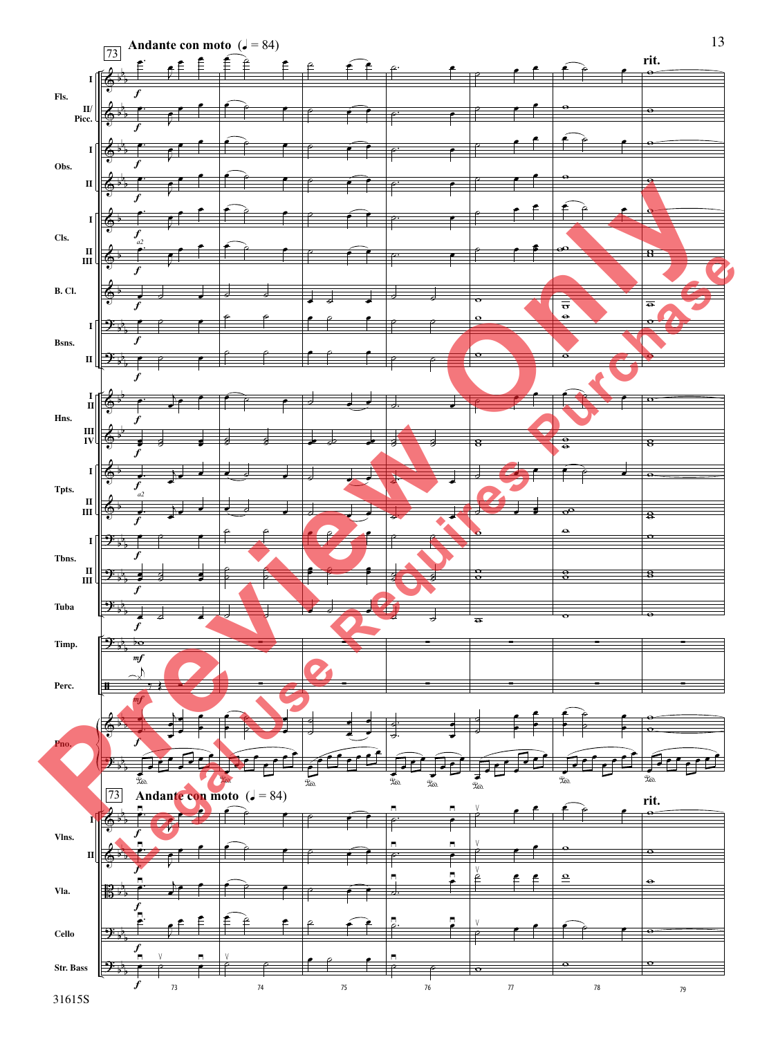**Andante con moto** (♩ = 84)

rit.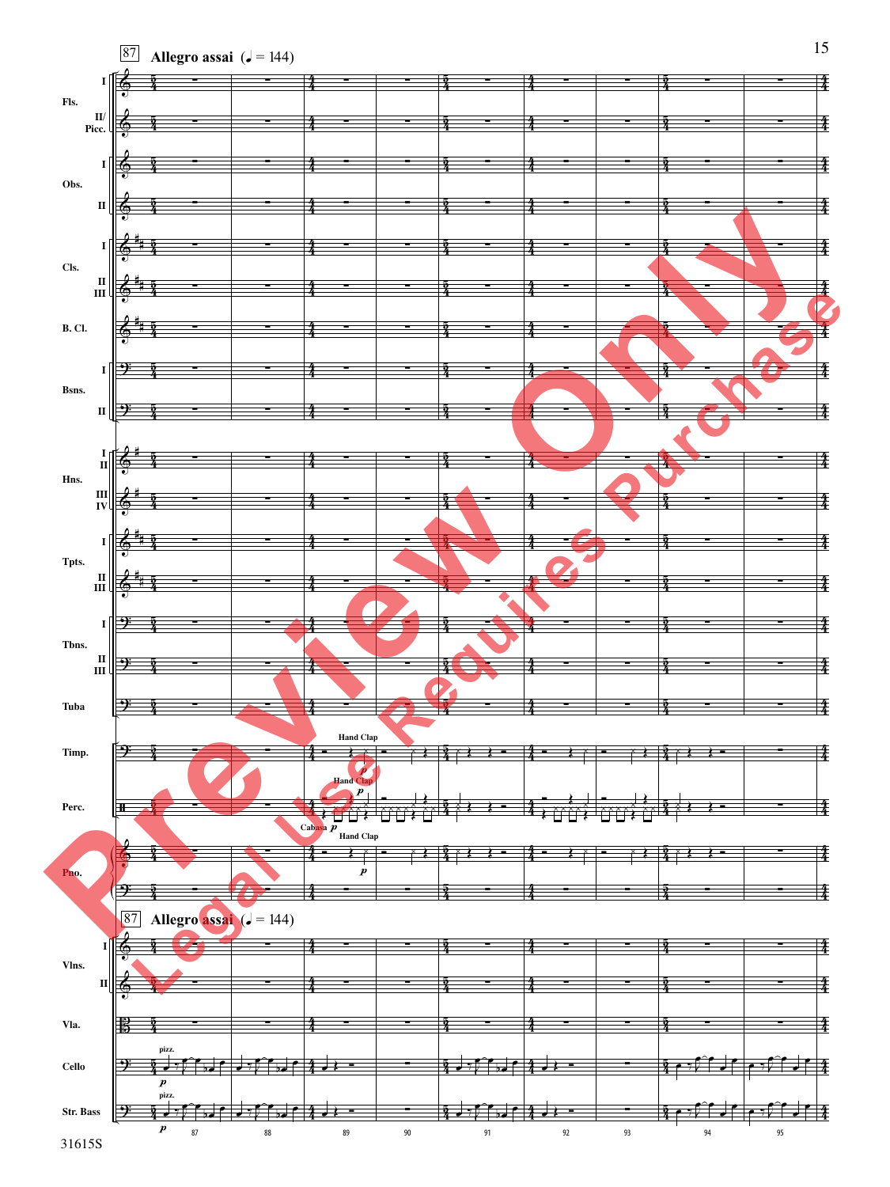87 **Allegro assai** (♩ = 144)

Fls. I, II/Picc.; Obs. I, II; Cls. I, II/III; B. Cl.; Bsns. I, II; Hns. I/II, III/IV; Tpts. I, II/III; Tbns. I, II/III; Tuba; Timp.; Perc.; Pno.; Vlns. I, II; Vla.; Cello; Str. Bass

Hand Clap *p*

Cabasa *p*

pizz. *p*

87 88 89 90 91 92 93 94 95

31615S

Preview Only — Legal Use Requires Purchase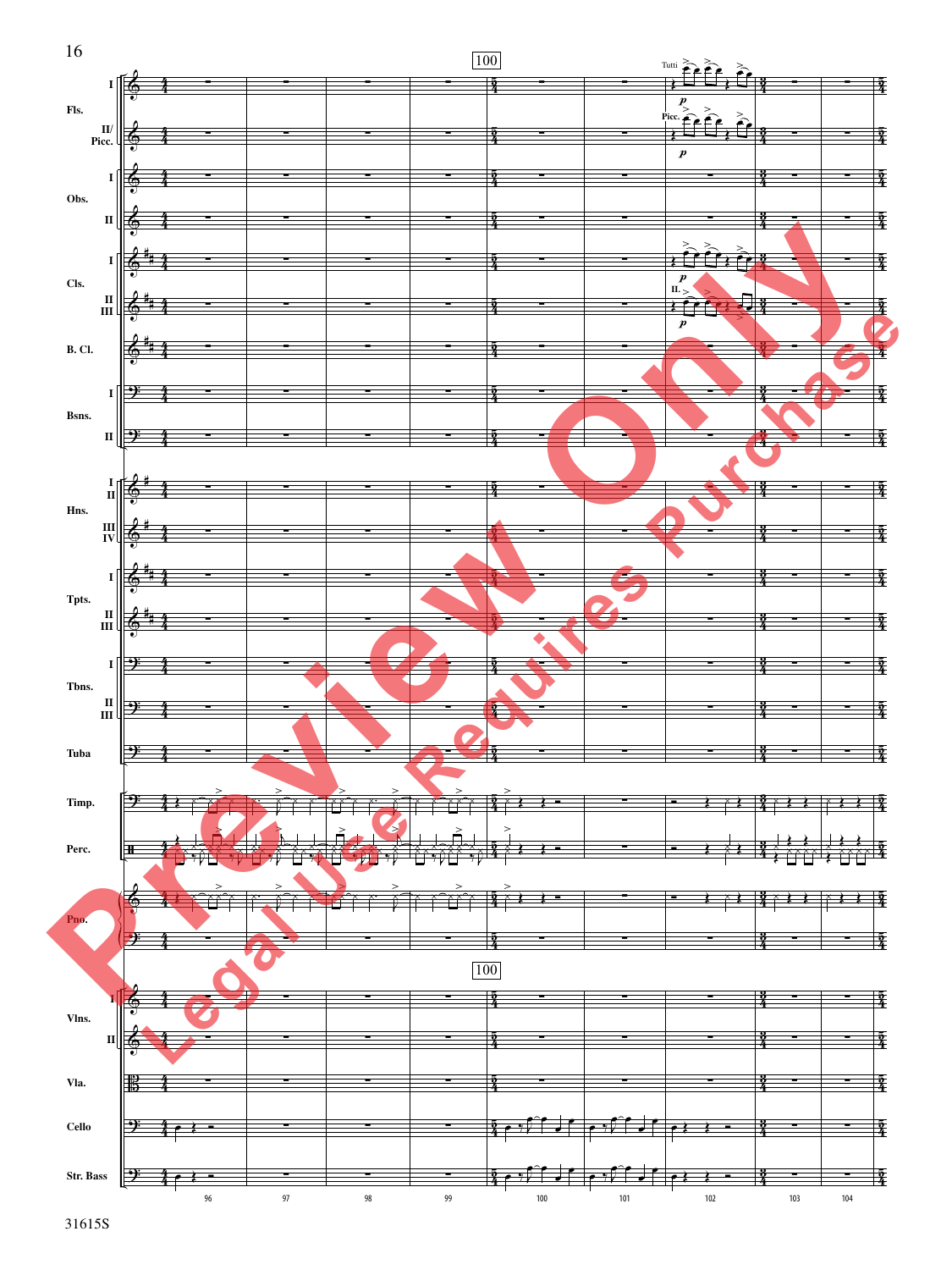Fls. I, II/Picc. — Obs. I, II — Cls. I, II/III — B. Cl. — Bsns. I, II — Hns. I/II, III/IV — Tpts. I, II/III — Tbns. I, II/III — Tuba — Timp. — Perc. — Pno. — Vlns. I, II — Vla. — Cello — Str. Bass

100

Tutti

Picc.

II.

*p*

96 97 98 99 100 101 102 103 104

31615S

Preview Only

Legal Use Requires Purchase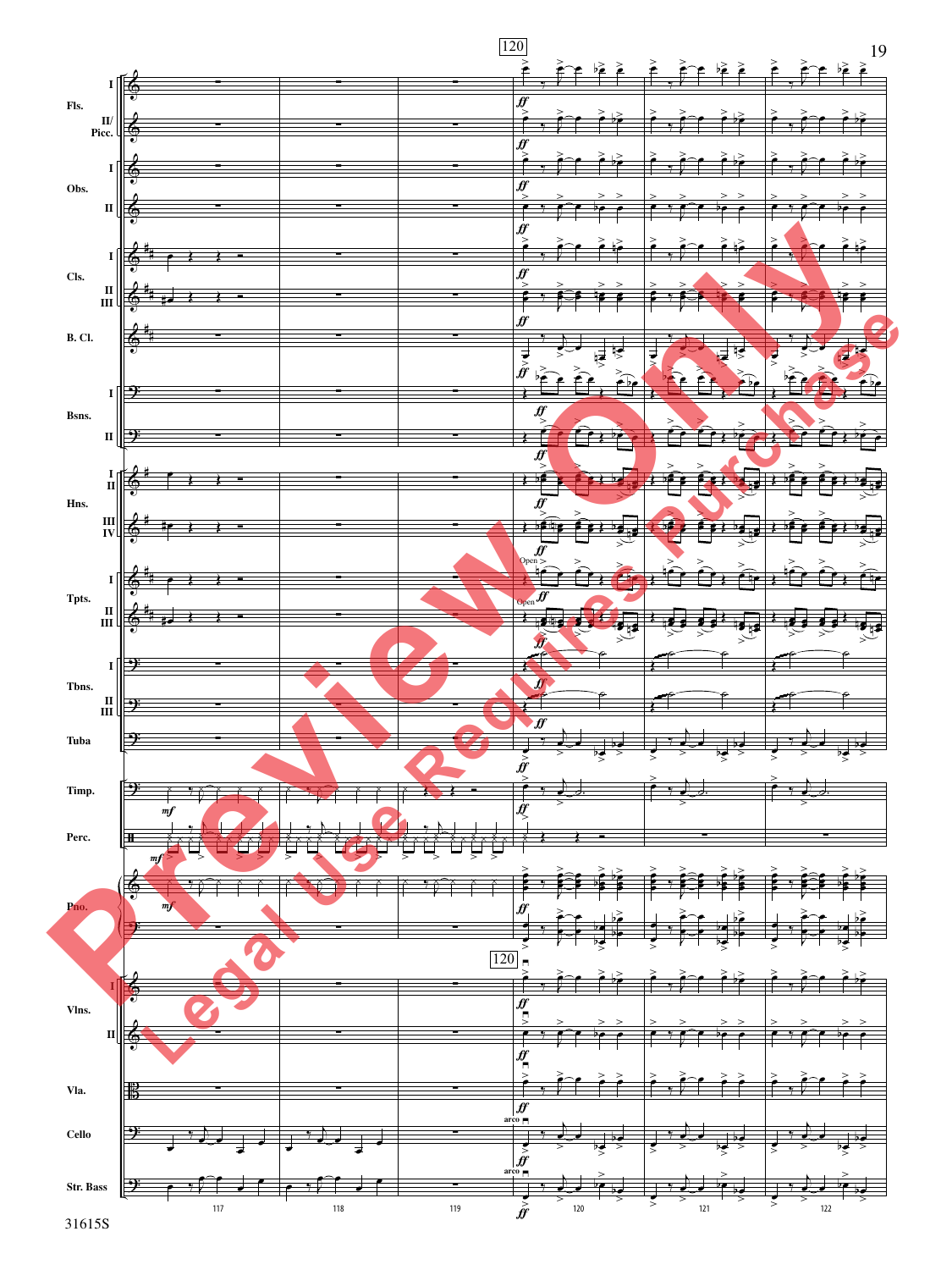Fls. I

II/ Picc.

Obs. I

II

Cls. I

II III

B. Cl.

Bsns. I

II

Hns. I II

III IV

Tpts. I

II III

Tbns. I

II III

Tuba

Timp.

Perc.

Pno.

Vlns. I

II

Vla.

Cello

Str. Bass

120

*ff* *mf* Open arco

117 118 119 120 121 122

31615S

Preview Only
Legal Use Requires Purchase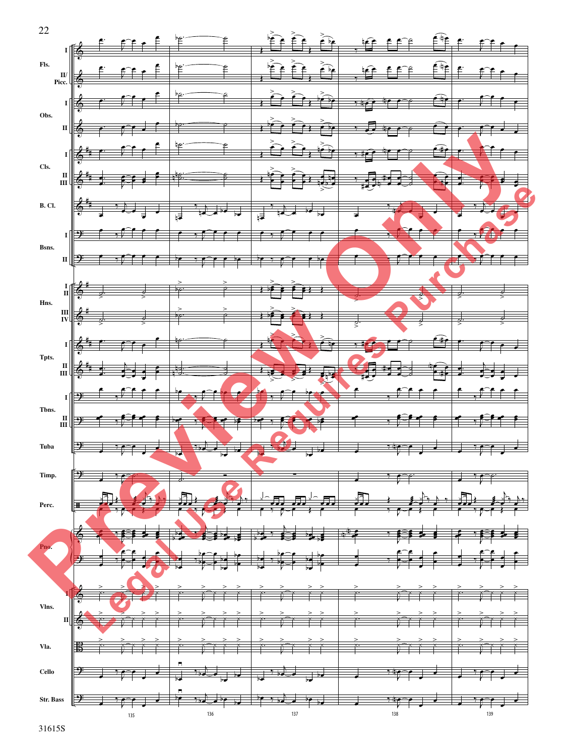Fls. I
II/ Picc.
Obs. I
II
Cls. I
II III
B. Cl.
Bsns. I
II
Hns. I II
III IV
Tpts. I
II III
Tbns. I
II III
Tuba
Timp.
Perc.
Pno.
Vlns. I
II
Vla.
Cello
Str. Bass

135 136 137 138 139

31615S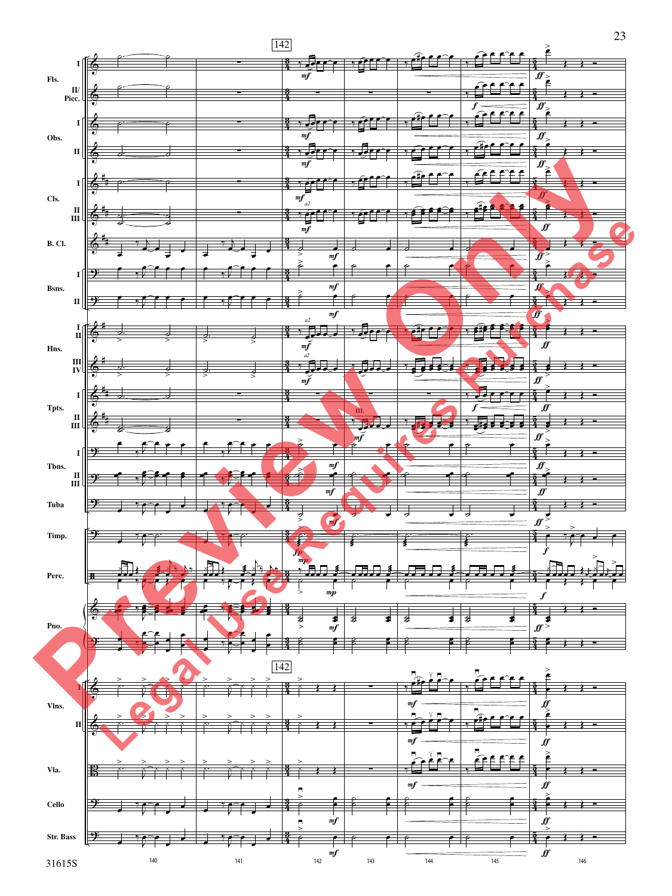142

Fls. I, II/Picc.

Obs. I, II

Cls. I, II, III

B. Cl.

Bsns. I, II

Hns. I, II, III, IV

Tpts. I, II, III

Tbns. I, II, III

Tuba

Timp.

Perc.

Pno.

142

Vlns. I, II

Vla.

Cello

Str. Bass

140 141 142 143 144 145 146

Preview Only

Legal Use Requires Purchase

31615S